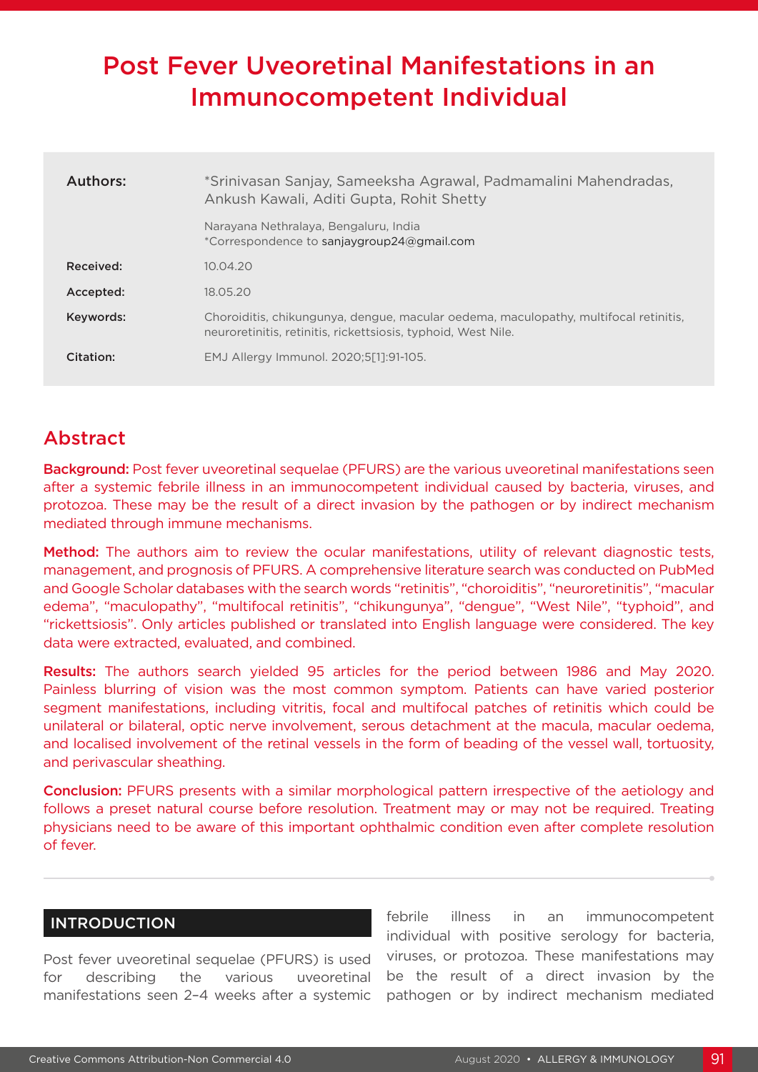# Post Fever Uveoretinal Manifestations in an Immunocompetent Individual

| | |
|---|---|
| **Authors:** | *Srinivasan Sanjay, Sameeksha Agrawal, Padmamalini Mahendradas, Ankush Kawali, Aditi Gupta, Rohit Shetty<br><br>Narayana Nethralaya, Bengaluru, India<br>*Correspondence to sanjaygroup24@gmail.com |
| **Received:** | 10.04.20 |
| **Accepted:** | 18.05.20 |
| **Keywords:** | Choroiditis, chikungunya, dengue, macular oedema, maculopathy, multifocal retinitis, neuroretinitis, retinitis, rickettsiosis, typhoid, West Nile. |
| **Citation:** | EMJ Allergy Immunol. 2020;5[1]:91-105. |

## Abstract

**Background:** Post fever uveoretinal sequelae (PFURS) are the various uveoretinal manifestations seen after a systemic febrile illness in an immunocompetent individual caused by bacteria, viruses, and protozoa. These may be the result of a direct invasion by the pathogen or by indirect mechanism mediated through immune mechanisms.

**Method:** The authors aim to review the ocular manifestations, utility of relevant diagnostic tests, management, and prognosis of PFURS. A comprehensive literature search was conducted on PubMed and Google Scholar databases with the search words "retinitis", "choroiditis", "neuroretinitis", "macular edema", "maculopathy", "multifocal retinitis", "chikungunya", "dengue", "West Nile", "typhoid", and "rickettsiosis". Only articles published or translated into English language were considered. The key data were extracted, evaluated, and combined.

**Results:** The authors search yielded 95 articles for the period between 1986 and May 2020. Painless blurring of vision was the most common symptom. Patients can have varied posterior segment manifestations, including vitritis, focal and multifocal patches of retinitis which could be unilateral or bilateral, optic nerve involvement, serous detachment at the macula, macular oedema, and localised involvement of the retinal vessels in the form of beading of the vessel wall, tortuosity, and perivascular sheathing.

**Conclusion:** PFURS presents with a similar morphological pattern irrespective of the aetiology and follows a preset natural course before resolution. Treatment may or may not be required. Treating physicians need to be aware of this important ophthalmic condition even after complete resolution of fever.

## INTRODUCTION

Post fever uveoretinal sequelae (PFURS) is used for describing the various uveoretinal manifestations seen 2–4 weeks after a systemic febrile illness in an immunocompetent individual with positive serology for bacteria, viruses, or protozoa. These manifestations may be the result of a direct invasion by the pathogen or by indirect mechanism mediated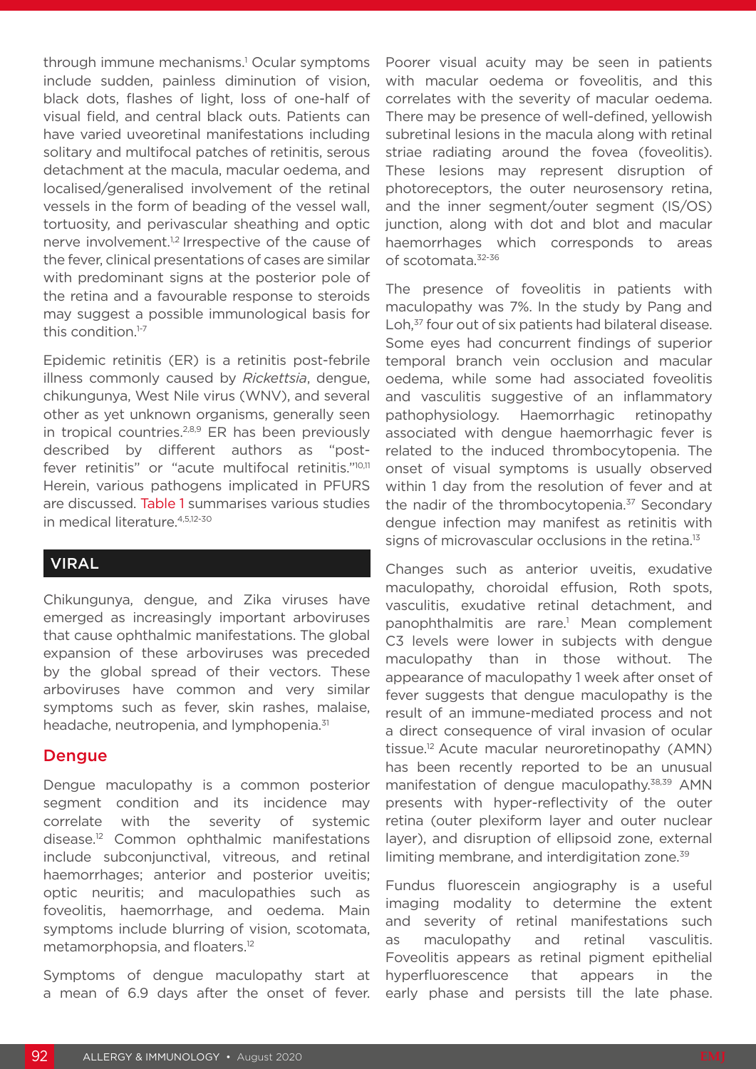through immune mechanisms.[1] Ocular symptoms include sudden, painless diminution of vision, black dots, flashes of light, loss of one-half of visual field, and central black outs. Patients can have varied uveoretinal manifestations including solitary and multifocal patches of retinitis, serous detachment at the macula, macular oedema, and localised/generalised involvement of the retinal vessels in the form of beading of the vessel wall, tortuosity, and perivascular sheathing and optic nerve involvement.[1,2] Irrespective of the cause of the fever, clinical presentations of cases are similar with predominant signs at the posterior pole of the retina and a favourable response to steroids may suggest a possible immunological basis for this condition.[1-7]

Epidemic retinitis (ER) is a retinitis post-febrile illness commonly caused by *Rickettsia*, dengue, chikungunya, West Nile virus (WNV), and several other as yet unknown organisms, generally seen in tropical countries.[2,8,9] ER has been previously described by different authors as "post-fever retinitis" or "acute multifocal retinitis."[10,11] Herein, various pathogens implicated in PFURS are discussed. Table 1 summarises various studies in medical literature.[4,5,12-30]

## VIRAL

Chikungunya, dengue, and Zika viruses have emerged as increasingly important arboviruses that cause ophthalmic manifestations. The global expansion of these arboviruses was preceded by the global spread of their vectors. These arboviruses have common and very similar symptoms such as fever, skin rashes, malaise, headache, neutropenia, and lymphopenia.[31]

### Dengue

Dengue maculopathy is a common posterior segment condition and its incidence may correlate with the severity of systemic disease.[12] Common ophthalmic manifestations include subconjunctival, vitreous, and retinal haemorrhages; anterior and posterior uveitis; optic neuritis; and maculopathies such as foveolitis, haemorrhage, and oedema. Main symptoms include blurring of vision, scotomata, metamorphopsia, and floaters.[12]

Symptoms of dengue maculopathy start at a mean of 6.9 days after the onset of fever. Poorer visual acuity may be seen in patients with macular oedema or foveolitis, and this correlates with the severity of macular oedema. There may be presence of well-defined, yellowish subretinal lesions in the macula along with retinal striae radiating around the fovea (foveolitis). These lesions may represent disruption of photoreceptors, the outer neurosensory retina, and the inner segment/outer segment (IS/OS) junction, along with dot and blot and macular haemorrhages which corresponds to areas of scotomata.[32-36]

The presence of foveolitis in patients with maculopathy was 7%. In the study by Pang and Loh,[37] four out of six patients had bilateral disease. Some eyes had concurrent findings of superior temporal branch vein occlusion and macular oedema, while some had associated foveolitis and vasculitis suggestive of an inflammatory pathophysiology. Haemorrhagic retinopathy associated with dengue haemorrhagic fever is related to the induced thrombocytopenia. The onset of visual symptoms is usually observed within 1 day from the resolution of fever and at the nadir of the thrombocytopenia.[37] Secondary dengue infection may manifest as retinitis with signs of microvascular occlusions in the retina.[13]

Changes such as anterior uveitis, exudative maculopathy, choroidal effusion, Roth spots, vasculitis, exudative retinal detachment, and panophthalmitis are rare.[1] Mean complement C3 levels were lower in subjects with dengue maculopathy than in those without. The appearance of maculopathy 1 week after onset of fever suggests that dengue maculopathy is the result of an immune-mediated process and not a direct consequence of viral invasion of ocular tissue.[12] Acute macular neuroretinopathy (AMN) has been recently reported to be an unusual manifestation of dengue maculopathy.[38,39] AMN presents with hyper-reflectivity of the outer retina (outer plexiform layer and outer nuclear layer), and disruption of ellipsoid zone, external limiting membrane, and interdigitation zone.[39]

Fundus fluorescein angiography is a useful imaging modality to determine the extent and severity of retinal manifestations such as maculopathy and retinal vasculitis. Foveolitis appears as retinal pigment epithelial hyperfluorescence that appears in the early phase and persists till the late phase.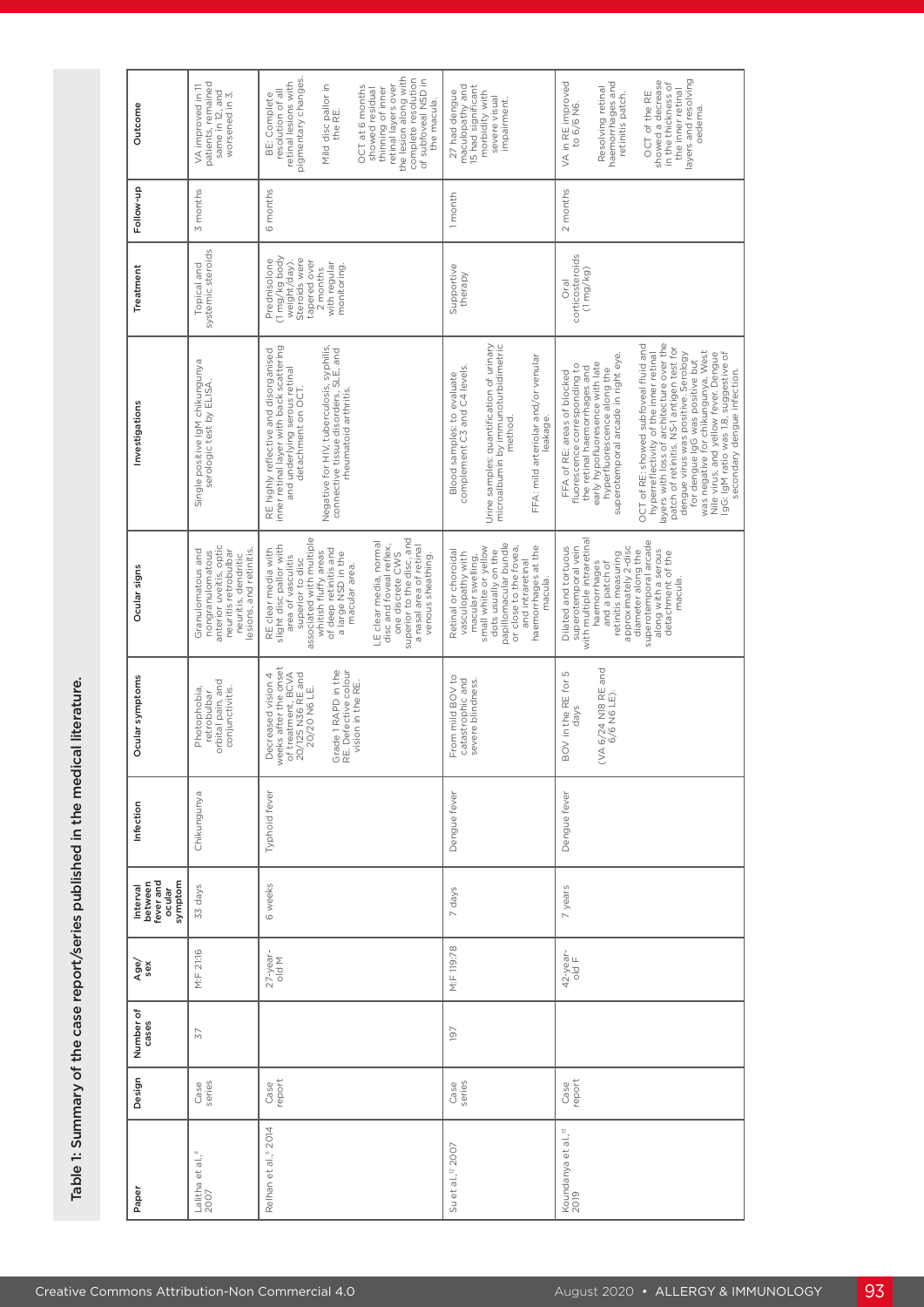Table 1: Summary of the case report/series published in the medical literature.

| Paper | Design | Number of cases | Age/ sex | Interval between fever and ocular symptom | Infection | Ocular symptoms | Ocular signs | Investigations | Treatment | Follow-up | Outcome |
|---|---|---|---|---|---|---|---|---|---|---|---|
| Lalitha et al.,[4] 2007 | Case series | 37 | M:F 21:16 | 33 days | Chikungunya | Photophobia, retrobulbar orbital pain, and conjunctivitis. | Granulomatous and nongranulomatous anterior uveitis, optic neuritis retrobulbar neuritis, dendritic lesions, and retinitis. | Single positive IgM chikungunya serologic test by ELISA. | Topical and systemic steroids | 3 months | VA improved in 11 patients, remained same in 12, and worsened in 3. |
| Relhan et al.,[5] 2014 | Case report | | 27-year-old M | 6 weeks | Typhoid fever | Decreased vision 4 weeks after the onset of treatment. BCVA 20/125 N36 RE and 20/20 N6 LE.<br><br>Grade I RAPD in the RE. Defective colour vision in the RE. | RE clear media with slight disc pallor with area of vasculitis superior to disc associated with multiple whitish fluffy areas of deep retinitis and a large NSD in the macular area.<br><br>LE clear media, normal disc and foveal reflex, one discrete CWS superior to the disc, and a nasal area of retinal venous sheathing. | RE: highly reflective and disorganised inner retinal layer with back scattering and underlying serous retinal detachment on OCT.<br><br>Negative for HIV, tuberculosis, syphilis, connective tissue disorders, SLE, and rheumatoid arthritis. | Prednisolone (1 mg/kg body weight/day). Steroids were tapered over 2 months with regular monitoring. | 6 months | BE: Complete resolution of all retinal lesions with pigmentary changes.<br><br>Mild disc pallor in the RE.<br><br>OCT at 6 months showed residual thinning of inner retinal layers over the lesion along with complete resolution of subfoveal NSD in the macula. |
| Su et al.,[12] 2007 | Case series | 197 | M:F 119:78 | 7 days | Dengue fever | From mild BOV to catastrophic and severe blindness. | Retinal or choroidal vasculopathy with macular swelling, small white or yellow dots usually on the papillomacular bundle or close to the fovea, and intraretinal haemorrhages at the macula. | Blood samples: to evaluate complement C3 and C4 levels.<br><br>Urine samples: quantification of urinary microalbumin by immunoturbidimetric method.<br><br>FFA: mild arteriolar and/or venular leakage. | Supportive therapy | 1 month | 27 had dengue maculopathy and 15 had significant morbidity with severe visual impairment. |
| Koundanya et al.,[13] 2019 | Case report | | 42-year-old F | 7 years | Dengue fever | BOV in the RE for 5 days<br><br>(VA 6/24 N18 RE and 6/6 N6 LE). | Dilated and tortuous superotemporal vein with multiple intraretinal haemorrhages and a patch of retinitis measuring approximately 2-disc diameter along the superotemporal arcade along with a serous detachment of the macula. | FFA of RE: areas of blocked fluorescence corresponding to the retinal haemorrhages and early hypofluorescence with late hyperfluorescence along the superotemporal arcade in right eye.<br><br>OCT of RE: showed subfoveal fluid and hyperreflectivity of the inner retinal layers with loss of architecture over the patch of retinitis. NS-1 antigen test for dengue virus was positive. Serology for dengue IgG was positive but was negative for chikungunya, West Nile virus, and yellow fever. Dengue IgG: IgM ratio was 1.8, suggestive of secondary dengue infection. | Oral corticosteroids (1 mg/kg) | 2 months | VA in RE improved to 6/6 N6.<br><br>Resolving retinal haemorrhages and retinitis patch.<br><br>OCT of the RE showed a decrease in the thickness of the inner retinal layers and resolving oedema. |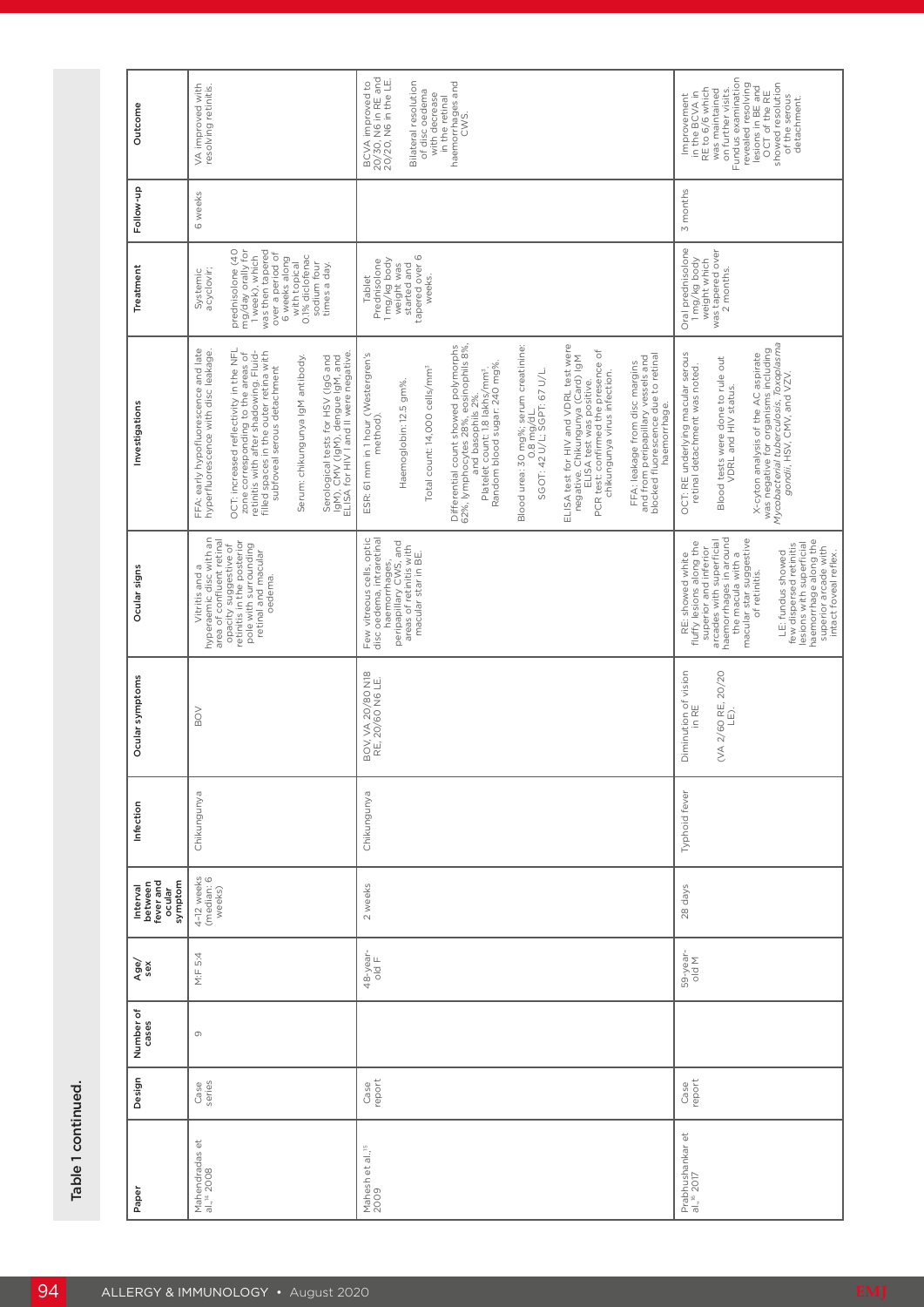Table 1 continued.

| Paper | Design | Number of cases | Age/sex | Interval between fever and ocular symptom | Infection | Ocular symptoms | Ocular signs | Investigations | Treatment | Follow-up | Outcome |
|---|---|---|---|---|---|---|---|---|---|---|---|
| Mahendradas et al.,[14] 2008 | Case series | 9 | M:F 5:4 | 4–12 weeks (median: 6 weeks) | Chikungunya | BOV | Vitritis and a hyperaemic disc with an area of confluent retinal opacity suggestive of retinitis in the posterior pole with surrounding retinal and macular oedema. | FFA: early hypofluorescence and late hyperfluorescence with disc leakage.<br><br>OCT: increased reflectivity in the NFL zone corresponding to the areas of retinitis with after shadowing. Fluid-filled spaces in the outer retina with subfoveal serous detachment<br><br>Serum: chikungunya IgM antibody.<br><br>Serological tests for HSV (IgG and IgM), CMV (IgM), dengue IgM, and ELISA for HIV I and II were negative. | Systemic acyclovir; prednisolone (40 mg/day orally for 1 week), which was then tapered over a period of 6 weeks along with topical 0.1% diclofenac sodium four times a day. | 6 weeks | VA improved with resolving retinitis. |
| Mahesh et al.,[15] 2009 | Case report | | 48-year-old F | 2 weeks | Chikungunya | BOV, VA 20/80 N18 RE; 20/60 N6 LE. | Few vitreous cells, optic disc oedema, intraretinal haemorrhages, peripapillary CWS, and areas of retinitis with macular star in BE. | ESR: 61 mm in 1 hour (Westergren's method).<br><br>Haemoglobin: 12.5 gm%.<br><br>Total count: 14,000 cells/mm³<br><br>Differential count showed polymorphs 62%, lymphocytes 28%, eosinophils 8%, and basophils 2%.<br><br>Platelet count: 1.8 lakhs/mm³.<br><br>Random blood sugar: 240 mg%.<br><br>Blood urea: 30 mg%; serum creatinine: 0.8 mg/dL.<br><br>SGOT: 42 U/L; SGPT: 67 U/L.<br><br>ELISA test for HIV and VDRL test were negative. Chikungunya (Card) IgM ELISA test was positive.<br><br>PCR test: confirmed the presence of chikungunya virus infection.<br><br>FFA: leakage from disc margins and from peripapillary vessels and blocked fluorescence due to retinal haemorrhage. | Tablet Prednisolone 1 mg/kg body weight was started and tapered over 6 weeks. | | BCVA improved to 20/30, N6 in RE and 20/20, N6 in the LE.<br><br>Bilateral resolution of disc oedema with decrease in the retinal haemorrhages and CWS. |
| Prabhushankar et al.,[16] 2017 | Case report | | 59-year-old M | 28 days | Typhoid fever | Diminution of vision in RE<br><br>(VA 2/60 RE, 20/20 LE). | RE: showed white fluffy lesions along the superior and inferior arcades with superficial haemorrhages in around the macula with a macular star suggestive of retinitis.<br><br>LE: fundus showed few dispersed retinitis lesions with superficial haemorrhage along the superior arcade with intact foveal reflex. | OCT: RE underlying macular serous retinal detachment was noted.<br><br>Blood tests were done to rule out VDRL and HIV status.<br><br>X-cyton analysis of the AC aspirate was negative for organisms including *Mycobacterial tuberculosis*, *Toxoplasma gondii*, HSV, CMV, and VZV. | Oral prednisolone 1 mg/kg body weight which was tapered over 2 months. | 3 months | Improvement in the BCVA in RE to 6/6 which was maintained on further visits. Fundus examination revealed resolving lesions in BE and OCT of the RE showed resolution of the serous detachment. |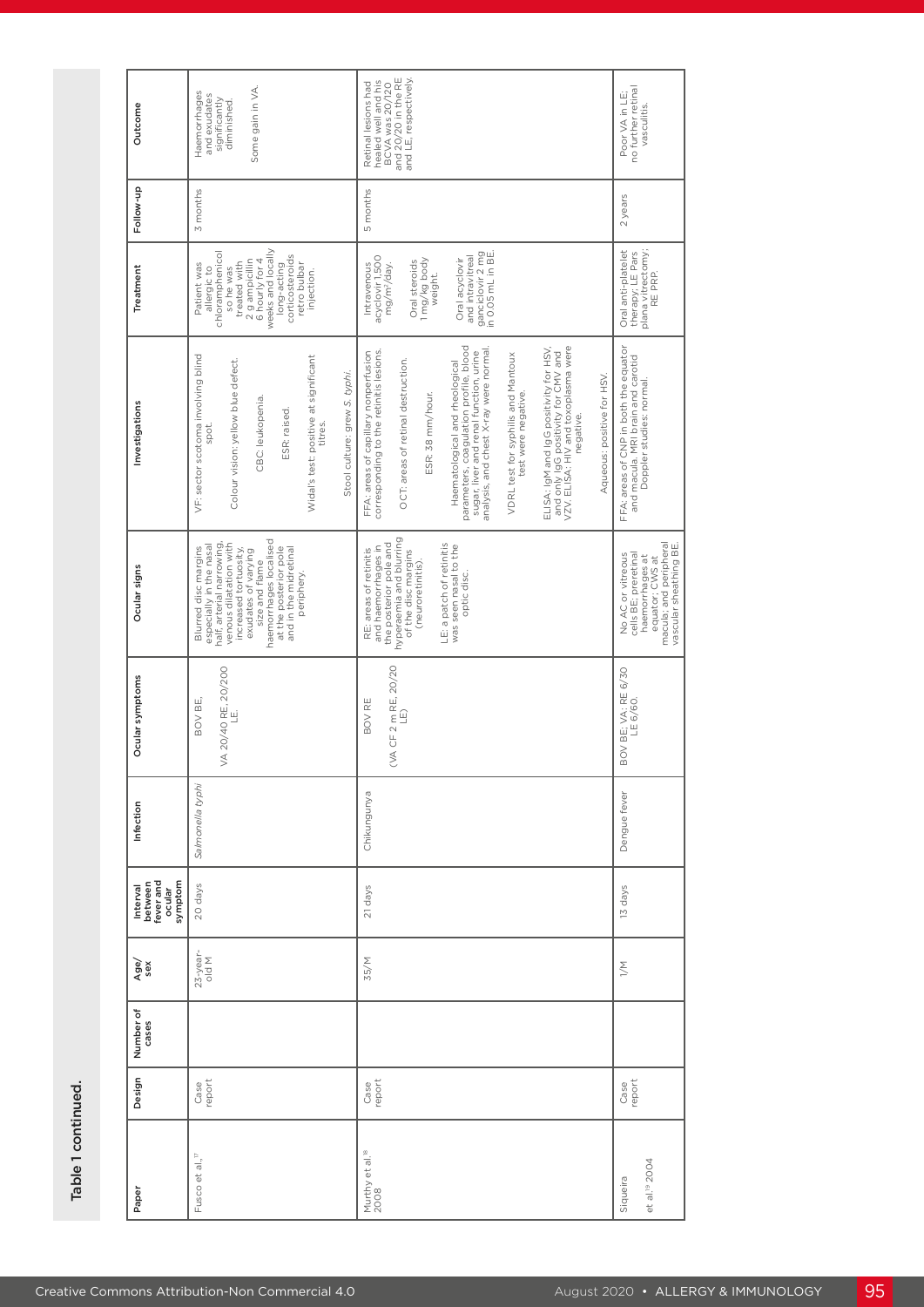Table 1 continued.

| Paper | Design | Number of cases | Age/sex | Interval between fever and ocular symptom | Infection | Ocular symptoms | Ocular signs | Investigations | Treatment | Follow-up | Outcome |
|---|---|---|---|---|---|---|---|---|---|---|---|
| Fusco et al.,[17] | Case report | | 23-year-old M | 20 days | *Salmonella typhi* | BOV BE.<br><br>VA 20/40 RE, 20/200 LE. | Blurred disc margins especially in the nasal half, arterial narrowing, venous dilatation with increased tortuosity, exudates of varying size and flame haemorrhages localised at the posterior pole and in the midretinal periphery. | VF: sector scotoma involving blind spot.<br><br>Colour vision: yellow blue defect.<br><br>CBC: leukopenia.<br><br>ESR: raised.<br><br>Widal's test: positive at significant titres.<br><br>Stool culture: grew *S. typhi*. | Patient was allergic to chloramphenicol so he was treated with 2 g ampicillin 6 hourly for 4 weeks and locally long-acting corticosteroids retro bulbar injection. | 3 months | Haemorrhages and exudates significantly diminished.<br><br>Some gain in VA. |
| Murthy et al.,[18] 2008 | Case report | | 35/M | 21 days | Chikungunya | BOV RE<br><br>(VA CF 2 m RE, 20/20 LE) | RE: areas of retinitis and haemorrhages in the posterior pole and hyperaemia and blurring of the disc margins (neuroretinitis).<br><br>LE: a patch of retinitis was seen nasal to the optic disc. | FFA: areas of capillary nonperfusion corresponding to the retinitis lesions.<br><br>OCT: areas of retinal destruction.<br><br>ESR: 38 mm/hour.<br><br>Haematological and rheological parameters, coagulation profile, blood sugar, liver and renal function, urine analysis, and chest X-ray were normal.<br><br>VDRL test for syphilis and Mantoux test were negative.<br><br>ELISA: IgM and IgG positivity for HSV, and only IgG positivity for CMV and VZV. ELISA: HIV and toxoplasma were negative.<br><br>Aqueous: positive for HSV. | Intravenous acyclovir 1,500 mg/m²/day.<br><br>Oral steroids 1 mg/kg body weight.<br><br>Oral acyclovir and intravitreal ganciclovir 2 mg in 0.05 mL in BE. | 5 months | Retinal lesions had healed well and his BCVA was 20/120 and 20/20 in the RE and LE, respectively. |
| Siqueira et al.[19] 2004 | Case report | | 1/M | 13 days | Dengue fever | BOV BE; VA: RE 6/30 LE 6/60. | No AC or vitreous cells BE; preretinal haemorrhages at equator; CWS at macula; and peripheral vascular sheathing BE. | FFA: areas of CNP in both the equator and macula. MRI brain and carotid Doppler studies: normal. | Oral anti-platelet therapy; LE Pars plana vitrectomy; RE PRP. | 2 years | Poor VA in LE; no further retinal vasculitis. |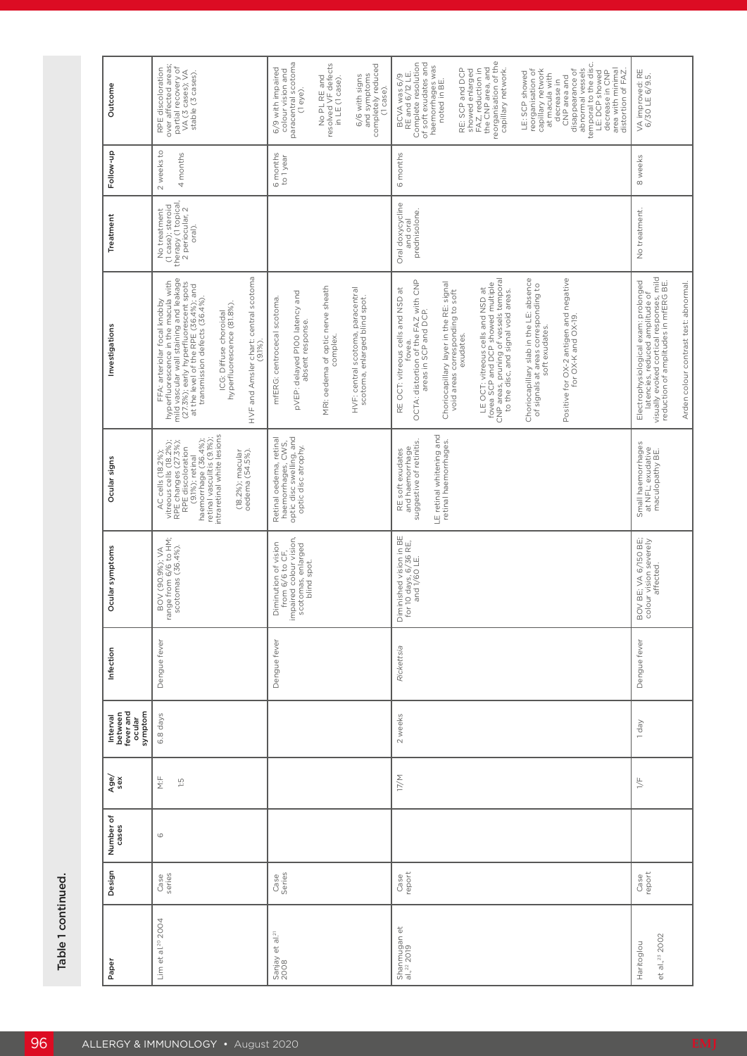Table 1 continued.

| Paper | Design | Number of cases | Age/ sex | Interval between fever and ocular symptom | Infection | Ocular symptoms | Ocular signs | Investigations | Treatment | Follow-up | Outcome |
|---|---|---|---|---|---|---|---|---|---|---|---|
| Lim et al.[20] 2004 | Case series | 6 | M:F 1:5 | 6.8 days | Dengue fever | BOV (90.9%); VA range from 6/6 to HM; scotomas (36.4%). | AC cells (18.2%); vitreous cells (18.2%); RPE changes (27.3%); RPE discoloration (9.1%); retinal haemorrhage (36.4%); retinal vasculitis (9.1%); intraretinal white lesions (18.2%); macular oedema (54.5%). | FFA: arteriolar focal knobby hyperfluorescence in the macula with mild vascular wall staining and leakage (27.3%); early hyperfluorescent spots at the level of the RPE (36.4%); and transmission defects (36.4%). ICG: Diffuse choroidal hyperfluorescence (81.8%). HVF and Amsler chart: central scotoma (91%). | No treatment (1 case); steroid therapy (1 topical, 2 periocular, 2 oral). | 2 weeks to 4 months | RPE discoloration over affected areas; partial recovery of VA (3 cases); VA stable (3 cases). |
| Sanjay et al.[21] 2008 | Case Series | | | | Dengue fever | Diminution of vision from 6/6 to CF, impaired colour vision, scotomas, enlarged blind spot. | Retinal oedema, retinal haemorrhages, CWS, optic disc swelling, and optic disc atrophy. | mfERG: centrocaecal scotoma. pVEP: delayed P100 latency and absent response. MRI: oedema of optic nerve sheath complex. HVF: central scotoma, paracentral scotoma, enlarged blind spot. | | 6 months to 1 year | 6/9 with impaired colour vision and paracentral scotoma (1 eye). No PL RE and resolved VF defects in LE (1 case). 6/6 with signs and symptoms completely reduced (1 case). |
| Shanmugan et al.,[22] 2019 | Case report | | 17/M | 2 weeks | *Rickettsia* | Diminished vision in BE for 10 days, 6/36 RE, and 1/60 LE. | RE soft exudates and haemorrhage suggestive of retinitis. LE retinal whitening and retinal haemorrhages. | RE OCT: vitreous cells and NSD at fovea. OCTA: distortion of the FAZ with CNP areas in SCP and DCP. Choriocapillary layer in the RE: signal void areas corresponding to soft exudates. LE OCT: vitreous cells and NSD at fovea SCP and DCP showed multiple CNP areas, pruning of vessels temporal to the disc, and signal void areas. Choriocapillary slab in the LE: absence of signals at areas corresponding to soft exudates. Positive for OX-2 antigen and negative for OX-K and OX-19. | Oral doxycycline and oral prednisolone. | 6 months | BCVA was 6/9 RE and 6/12 LE. Complete resolution of soft exudates and haemorrhages was noted in BE. RE: SCP and DCP showed enlarged FAZ, reduction in the CNP area, and reorganisation of the capillary network. LE: SCP showed reorganisation of capillary network at macula with decrease in CNP area and disappearance of abnormal vessels temporal to the disc. LE: DCP showed decrease in CNP area with minimal distortion of FAZ. |
| Haritoglou et al.,[23] 2002 | Case report | | 1/F | 1 day | Dengue fever | BOV BE; VA 6/150 BE; colour vision severely affected. | Small haemorrhages at NFL; exudative maculopathy BE. | Electrophysiological exam: prolonged latencies, reduced amplitude of visually evoked cortical responses, mild reduction of amplitudes in mfERG BE. Arden colour contrast test: abnormal. | No treatment. | 8 weeks | VA improved: RE 6/30 LE 6/9.5. |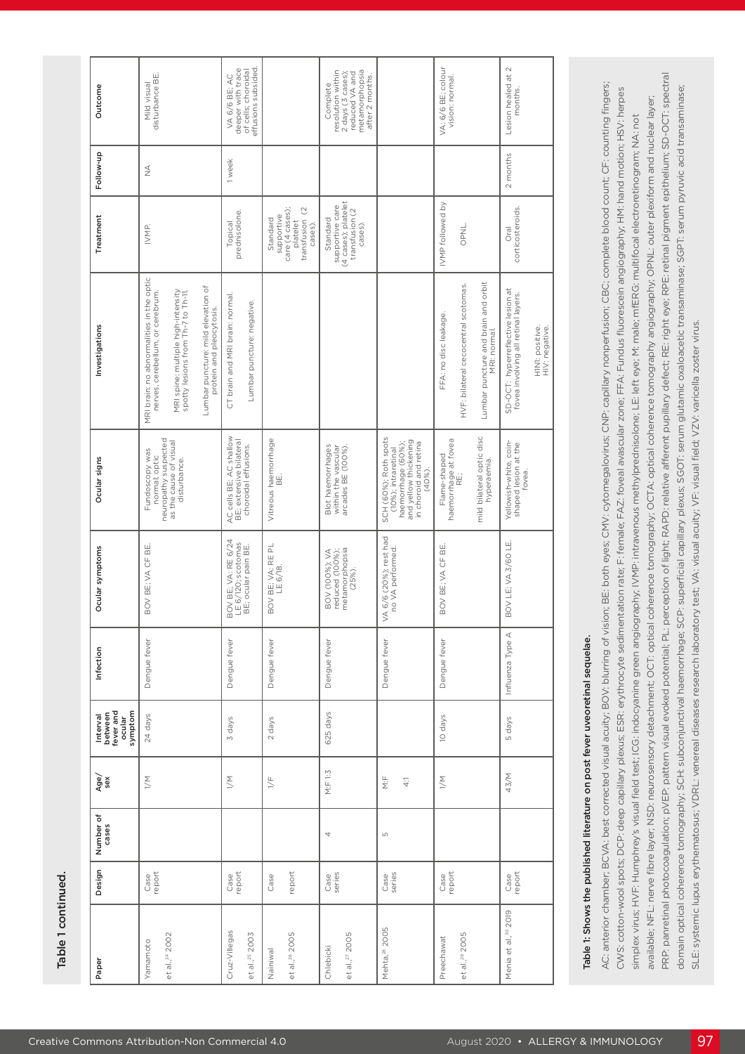Table 1 continued.

| Paper | Design | Number of cases | Age/sex | Interval between fever and ocular symptom | Infection | Ocular symptoms | Ocular signs | Investigations | Treatment | Follow-up | Outcome |
|---|---|---|---|---|---|---|---|---|---|---|---|
| Yamamoto et al.,[24] 2002 | Case report | | 1/M | 24 days | Dengue fever | BOV BE; VA CF BE. | Fundoscopy was normal; optic neuropathy suspected as the cause of visual disturbance. | MRI brain: no abnormalities in the optic nerves, cerebellum, or cerebrum. MRI spine: multiple high-intensity spotty lesions from Th-7 to Th-11. Lumbar puncture: mild elevation of protein and pleocytosis. | IVMP. | NA | Mild visual disturbance BE. |
| Cruz-Villegas et al.,[25] 2003 | Case report | | 1/M | 3 days | Dengue fever | BOV BE; VA: RE 6/24 LE 6/120; scotomas BE; ocular pain BE. | AC cells BE; AC shallow BE; extensive bilateral choroidal effusions. | CT brain and MRI brain: normal. Lumbar puncture: negative. | Topical prednisolone. | 1 week | VA 6/6 BE; AC deeper with trace of cells; choroidal effusions subsided. |
| Nainiwal et al.,[26] 2005 | Case report | | 1/F | 2 days | Dengue fever | BOV BE; VA: RE PL LE 6/18. | Vitreous haemorrhage BE. | | Standard supportive care (4 cases); platelet transfusion (2 cases). | | |
| Chlebicki et al.,[27] 2005 | Case series | 4 | M:F 1:3 | 6±5 days | Dengue fever | BOV (100%); VA reduced (100%); metamorphopsia (25%). | Blot haemorrhages within the vascular arcades BE (100%). | | Standard supportive care (4 cases); platelet transfusion (2 cases). | | Complete resolution within 2 days (3 cases); reduced VA and metamorphopsia after 2 months. |
| Mehta,[28] 2005 | Case series | 5 | M:F 4:1 | | Dengue fever | VA 6/6 (20%); rest had no VA performed. | SCH (60%); Roth spots (10%); intraretinal haemorrhage (60%); and yellow thickening in choroid and retina (40%). | | | | |
| Preechawat et al.,[29] 2005 | Case report | | 1/M | 10 days | Dengue fever | BOV BE; VA CF BE. | Flame-shaped haemorrhage at fovea RE; mild bilateral optic disc hyperaemia. | FFA: no disc leakage. HVF: bilateral cecocentral scotomas. Lumbar puncture and brain and orbit MRI: normal. | IVMP followed by OPNL. | | VA: 6/6 BE; colour vision: normal. |
| Menia et al.,[30] 2019 | Case report | | 43/M | 5 days | Influenza Type A | BOV LE; VA 3/60 LE. | Yellowish-white, coin-shaped lesion at the fovea. | SD-OCT: hyperreflective lesion at fovea involving all retinal layers. H1N1: positive. HIV: negative. | Oral corticosteroids. | 2 months | Lesion healed at 2 months. |

**Table 1: Shows the published literature on post fever uveoretinal sequelae.**

AC: anterior chamber; BCVA: best corrected visual acuity; BOV: blurring of vision; BE: both eyes; CMV: cytomegalovirus; CNP: capillary nonperfusion; CBC: complete blood count; CF: counting fingers; CWS: cotton-wool spots; DCP: deep capillary plexus; ESR: erythrocyte sedimentation rate; F: female; FAZ: foveal avascular zone; FFA: Fundus fluorescein angiography; HM: hand motion; HSV: herpes simplex virus; HVF: Humphrey's visual field test; ICG: indocyanine green angiography; IVMP: intravenous methylprednisolone; LE: left eye; M: male; mfERG: multifocal electroretinogram; NA: not available; NFL: nerve fibre layer; NSD: neurosensory detachment; OCT: optical coherence tomography; OCTA: optical coherence tomography angiography; OPNL: outer plexiform and nuclear layer; PRP: panretinal photocoagulation; pVEP: pattern visual evoked potential; PL: perception of light; RAPD: relative afferent pupillary defect; RE: right eye; RPE: retinal pigment epithelium; SD-OCT: spectral domain optical coherence tomography; SCH: subconjunctival haemorrhage; SCP: superficial capillary plexus; SGOT: serum glutamic oxaloacetic transaminase; SGPT: serum pyruvic acid transaminase; SLE: systemic lupus erythematosus; VDRL: venereal diseases research laboratory test; VA: visual acuity; VF: visual field; VZV: varicella zoster virus.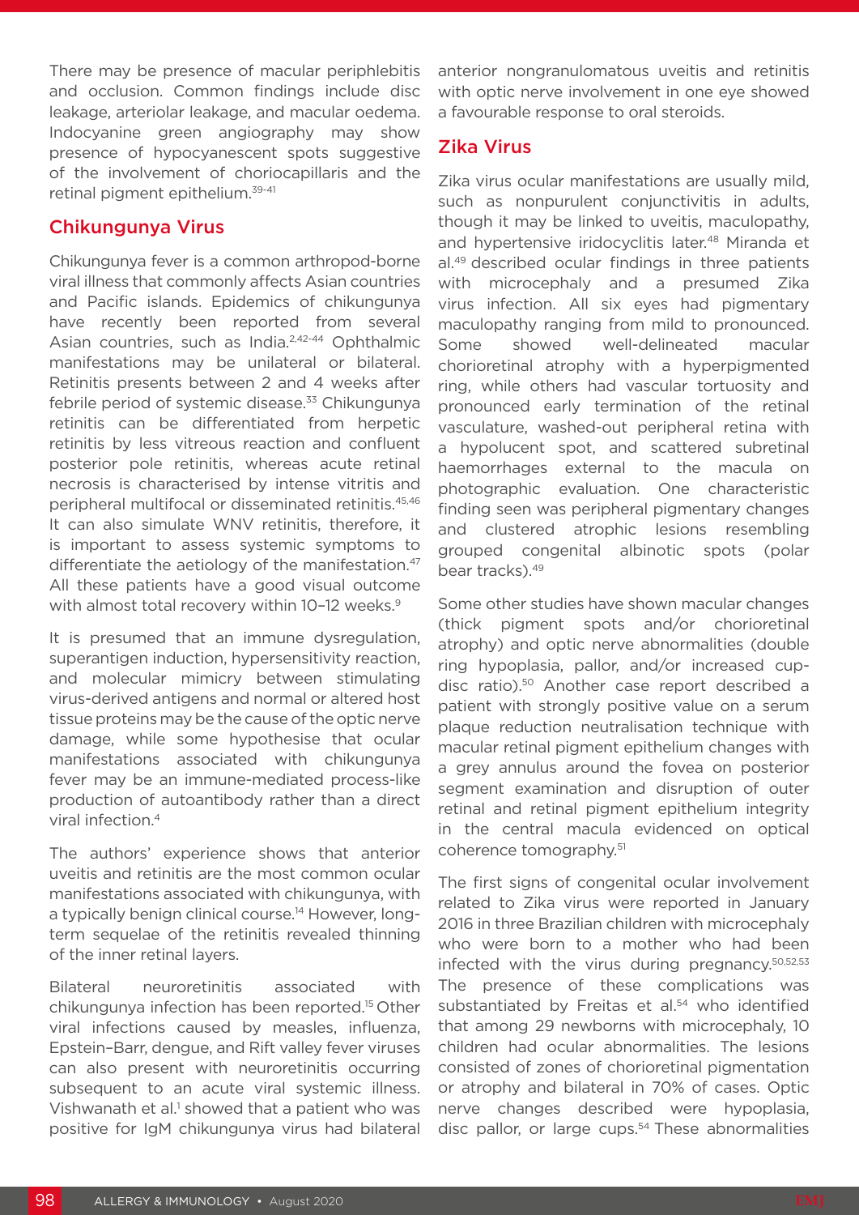There may be presence of macular periphlebitis and occlusion. Common findings include disc leakage, arteriolar leakage, and macular oedema. Indocyanine green angiography may show presence of hypocyanescent spots suggestive of the involvement of choriocapillaris and the retinal pigment epithelium.[39-41]

## Chikungunya Virus

Chikungunya fever is a common arthropod-borne viral illness that commonly affects Asian countries and Pacific islands. Epidemics of chikungunya have recently been reported from several Asian countries, such as India.[2,42-44] Ophthalmic manifestations may be unilateral or bilateral. Retinitis presents between 2 and 4 weeks after febrile period of systemic disease.[33] Chikungunya retinitis can be differentiated from herpetic retinitis by less vitreous reaction and confluent posterior pole retinitis, whereas acute retinal necrosis is characterised by intense vitritis and peripheral multifocal or disseminated retinitis.[45,46] It can also simulate WNV retinitis, therefore, it is important to assess systemic symptoms to differentiate the aetiology of the manifestation.[47] All these patients have a good visual outcome with almost total recovery within 10–12 weeks.[9]

It is presumed that an immune dysregulation, superantigen induction, hypersensitivity reaction, and molecular mimicry between stimulating virus-derived antigens and normal or altered host tissue proteins may be the cause of the optic nerve damage, while some hypothesise that ocular manifestations associated with chikungunya fever may be an immune-mediated process-like production of autoantibody rather than a direct viral infection.[4]

The authors' experience shows that anterior uveitis and retinitis are the most common ocular manifestations associated with chikungunya, with a typically benign clinical course.[14] However, long-term sequelae of the retinitis revealed thinning of the inner retinal layers.

Bilateral neuroretinitis associated with chikungunya infection has been reported.[15] Other viral infections caused by measles, influenza, Epstein–Barr, dengue, and Rift valley fever viruses can also present with neuroretinitis occurring subsequent to an acute viral systemic illness. Vishwanath et al.[1] showed that a patient who was positive for IgM chikungunya virus had bilateral anterior nongranulomatous uveitis and retinitis with optic nerve involvement in one eye showed a favourable response to oral steroids.

## Zika Virus

Zika virus ocular manifestations are usually mild, such as nonpurulent conjunctivitis in adults, though it may be linked to uveitis, maculopathy, and hypertensive iridocyclitis later.[48] Miranda et al.[49] described ocular findings in three patients with microcephaly and a presumed Zika virus infection. All six eyes had pigmentary maculopathy ranging from mild to pronounced. Some showed well-delineated macular chorioretinal atrophy with a hyperpigmented ring, while others had vascular tortuosity and pronounced early termination of the retinal vasculature, washed-out peripheral retina with a hypolucent spot, and scattered subretinal haemorrhages external to the macula on photographic evaluation. One characteristic finding seen was peripheral pigmentary changes and clustered atrophic lesions resembling grouped congenital albinotic spots (polar bear tracks).[49]

Some other studies have shown macular changes (thick pigment spots and/or chorioretinal atrophy) and optic nerve abnormalities (double ring hypoplasia, pallor, and/or increased cup-disc ratio).[50] Another case report described a patient with strongly positive value on a serum plaque reduction neutralisation technique with macular retinal pigment epithelium changes with a grey annulus around the fovea on posterior segment examination and disruption of outer retinal and retinal pigment epithelium integrity in the central macula evidenced on optical coherence tomography.[51]

The first signs of congenital ocular involvement related to Zika virus were reported in January 2016 in three Brazilian children with microcephaly who were born to a mother who had been infected with the virus during pregnancy.[50,52,53] The presence of these complications was substantiated by Freitas et al.[54] who identified that among 29 newborns with microcephaly, 10 children had ocular abnormalities. The lesions consisted of zones of chorioretinal pigmentation or atrophy and bilateral in 70% of cases. Optic nerve changes described were hypoplasia, disc pallor, or large cups.[54] These abnormalities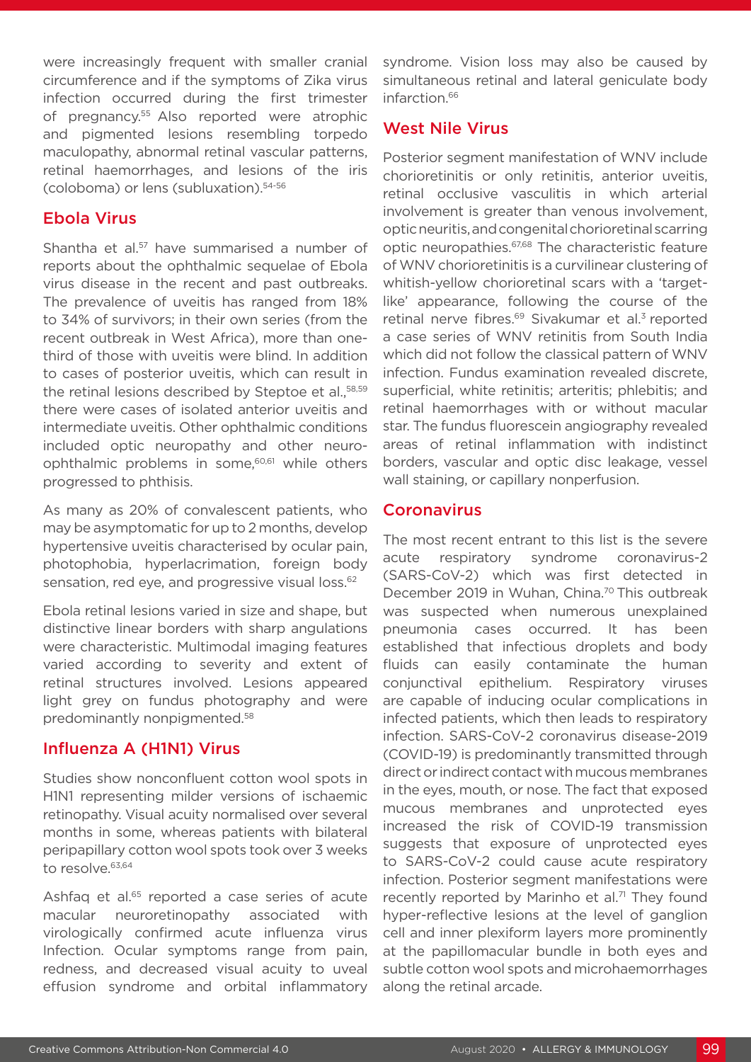were increasingly frequent with smaller cranial circumference and if the symptoms of Zika virus infection occurred during the first trimester of pregnancy.[55] Also reported were atrophic and pigmented lesions resembling torpedo maculopathy, abnormal retinal vascular patterns, retinal haemorrhages, and lesions of the iris (coloboma) or lens (subluxation).[54-56]

## Ebola Virus

Shantha et al.[57] have summarised a number of reports about the ophthalmic sequelae of Ebola virus disease in the recent and past outbreaks. The prevalence of uveitis has ranged from 18% to 34% of survivors; in their own series (from the recent outbreak in West Africa), more than one-third of those with uveitis were blind. In addition to cases of posterior uveitis, which can result in the retinal lesions described by Steptoe et al.,[58,59] there were cases of isolated anterior uveitis and intermediate uveitis. Other ophthalmic conditions included optic neuropathy and other neuro-ophthalmic problems in some,[60,61] while others progressed to phthisis.

As many as 20% of convalescent patients, who may be asymptomatic for up to 2 months, develop hypertensive uveitis characterised by ocular pain, photophobia, hyperlacrimation, foreign body sensation, red eye, and progressive visual loss.[62]

Ebola retinal lesions varied in size and shape, but distinctive linear borders with sharp angulations were characteristic. Multimodal imaging features varied according to severity and extent of retinal structures involved. Lesions appeared light grey on fundus photography and were predominantly nonpigmented.[58]

## Influenza A (H1N1) Virus

Studies show nonconfluent cotton wool spots in H1N1 representing milder versions of ischaemic retinopathy. Visual acuity normalised over several months in some, whereas patients with bilateral peripapillary cotton wool spots took over 3 weeks to resolve.[63,64]

Ashfaq et al.[65] reported a case series of acute macular neuroretinopathy associated with virologically confirmed acute influenza virus Infection. Ocular symptoms range from pain, redness, and decreased visual acuity to uveal effusion syndrome and orbital inflammatory syndrome. Vision loss may also be caused by simultaneous retinal and lateral geniculate body infarction.[66]

## West Nile Virus

Posterior segment manifestation of WNV include chorioretinitis or only retinitis, anterior uveitis, retinal occlusive vasculitis in which arterial involvement is greater than venous involvement, optic neuritis, and congenital chorioretinal scarring optic neuropathies.[67,68] The characteristic feature of WNV chorioretinitis is a curvilinear clustering of whitish-yellow chorioretinal scars with a 'target-like' appearance, following the course of the retinal nerve fibres.[69] Sivakumar et al.[3] reported a case series of WNV retinitis from South India which did not follow the classical pattern of WNV infection. Fundus examination revealed discrete, superficial, white retinitis; arteritis; phlebitis; and retinal haemorrhages with or without macular star. The fundus fluorescein angiography revealed areas of retinal inflammation with indistinct borders, vascular and optic disc leakage, vessel wall staining, or capillary nonperfusion.

## Coronavirus

The most recent entrant to this list is the severe acute respiratory syndrome coronavirus-2 (SARS-CoV-2) which was first detected in December 2019 in Wuhan, China.[70] This outbreak was suspected when numerous unexplained pneumonia cases occurred. It has been established that infectious droplets and body fluids can easily contaminate the human conjunctival epithelium. Respiratory viruses are capable of inducing ocular complications in infected patients, which then leads to respiratory infection. SARS-CoV-2 coronavirus disease-2019 (COVID-19) is predominantly transmitted through direct or indirect contact with mucous membranes in the eyes, mouth, or nose. The fact that exposed mucous membranes and unprotected eyes increased the risk of COVID-19 transmission suggests that exposure of unprotected eyes to SARS-CoV-2 could cause acute respiratory infection. Posterior segment manifestations were recently reported by Marinho et al.[71] They found hyper-reflective lesions at the level of ganglion cell and inner plexiform layers more prominently at the papillomacular bundle in both eyes and subtle cotton wool spots and microhaemorrhages along the retinal arcade.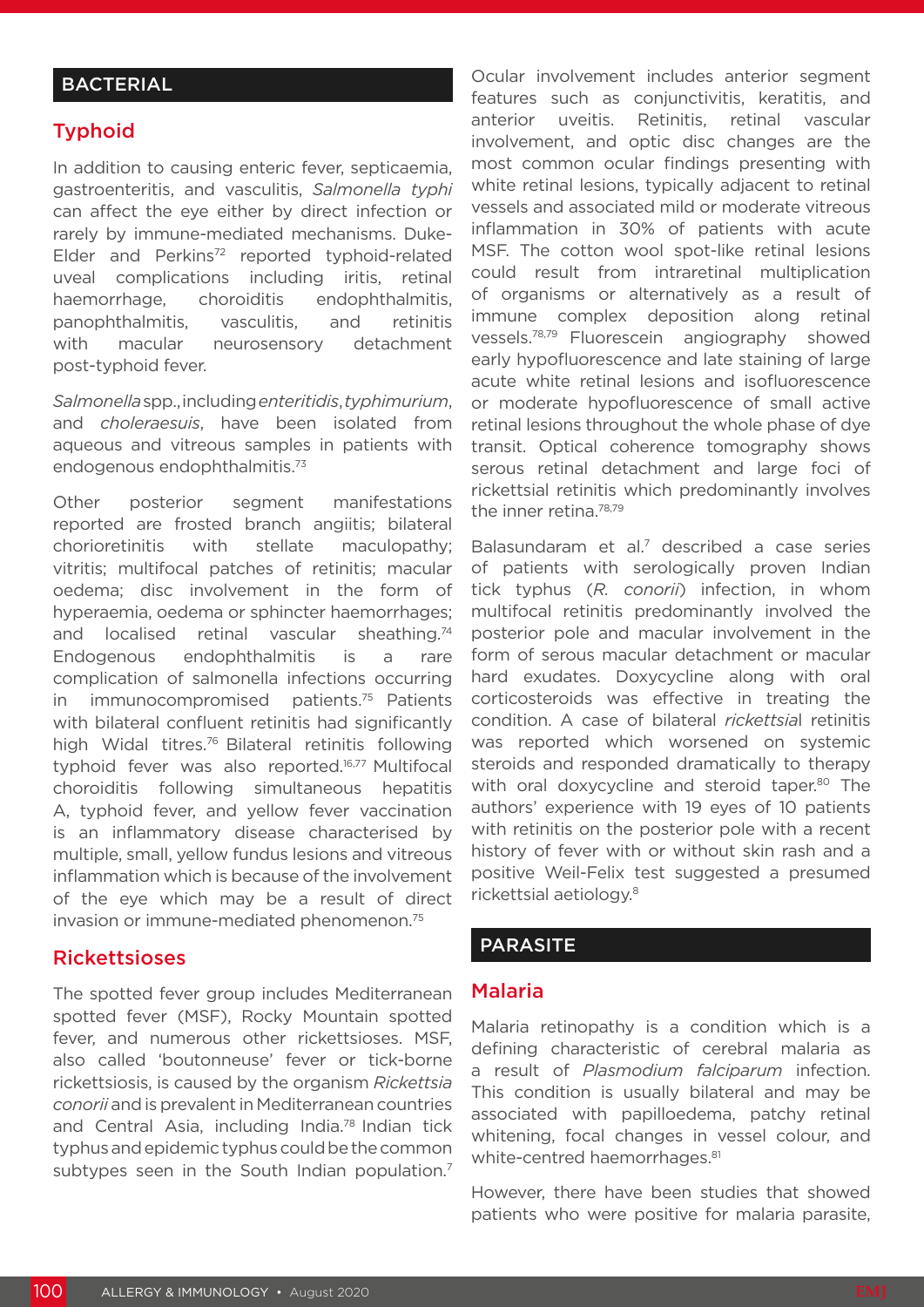## BACTERIAL

### Typhoid

In addition to causing enteric fever, septicaemia, gastroenteritis, and vasculitis, *Salmonella typhi* can affect the eye either by direct infection or rarely by immune-mediated mechanisms. Duke-Elder and Perkins[72] reported typhoid-related uveal complications including iritis, retinal haemorrhage, choroiditis endophthalmitis, panophthalmitis, vasculitis, and retinitis with macular neurosensory detachment post-typhoid fever.

*Salmonella* spp., including *enteritidis*, *typhimurium*, and *choleraesuis*, have been isolated from aqueous and vitreous samples in patients with endogenous endophthalmitis.[73]

Other posterior segment manifestations reported are frosted branch angiitis; bilateral chorioretinitis with stellate maculopathy; vitritis; multifocal patches of retinitis; macular oedema; disc involvement in the form of hyperaemia, oedema or sphincter haemorrhages; and localised retinal vascular sheathing.[74] Endogenous endophthalmitis is a rare complication of salmonella infections occurring in immunocompromised patients.[75] Patients with bilateral confluent retinitis had significantly high Widal titres.[76] Bilateral retinitis following typhoid fever was also reported.[16,77] Multifocal choroiditis following simultaneous hepatitis A, typhoid fever, and yellow fever vaccination is an inflammatory disease characterised by multiple, small, yellow fundus lesions and vitreous inflammation which is because of the involvement of the eye which may be a result of direct invasion or immune-mediated phenomenon.[75]

### Rickettsioses

The spotted fever group includes Mediterranean spotted fever (MSF), Rocky Mountain spotted fever, and numerous other rickettsioses. MSF, also called 'boutonneuse' fever or tick-borne rickettsiosis, is caused by the organism *Rickettsia conorii* and is prevalent in Mediterranean countries and Central Asia, including India.[78] Indian tick typhus and epidemic typhus could be the common subtypes seen in the South Indian population.[7]

Ocular involvement includes anterior segment features such as conjunctivitis, keratitis, and anterior uveitis. Retinitis, retinal vascular involvement, and optic disc changes are the most common ocular findings presenting with white retinal lesions, typically adjacent to retinal vessels and associated mild or moderate vitreous inflammation in 30% of patients with acute MSF. The cotton wool spot-like retinal lesions could result from intraretinal multiplication of organisms or alternatively as a result of immune complex deposition along retinal vessels.[78,79] Fluorescein angiography showed early hypofluorescence and late staining of large acute white retinal lesions and isofluorescence or moderate hypofluorescence of small active retinal lesions throughout the whole phase of dye transit. Optical coherence tomography shows serous retinal detachment and large foci of rickettsial retinitis which predominantly involves the inner retina.[78,79]

Balasundaram et al.[7] described a case series of patients with serologically proven Indian tick typhus (*R. conorii*) infection, in whom multifocal retinitis predominantly involved the posterior pole and macular involvement in the form of serous macular detachment or macular hard exudates. Doxycycline along with oral corticosteroids was effective in treating the condition. A case of bilateral *rickettsia*l retinitis was reported which worsened on systemic steroids and responded dramatically to therapy with oral doxycycline and steroid taper.[80] The authors' experience with 19 eyes of 10 patients with retinitis on the posterior pole with a recent history of fever with or without skin rash and a positive Weil-Felix test suggested a presumed rickettsial aetiology.[8]

## PARASITE

### Malaria

Malaria retinopathy is a condition which is a defining characteristic of cerebral malaria as a result of *Plasmodium falciparum* infection. This condition is usually bilateral and may be associated with papilloedema, patchy retinal whitening, focal changes in vessel colour, and white-centred haemorrhages.[81]

However, there have been studies that showed patients who were positive for malaria parasite,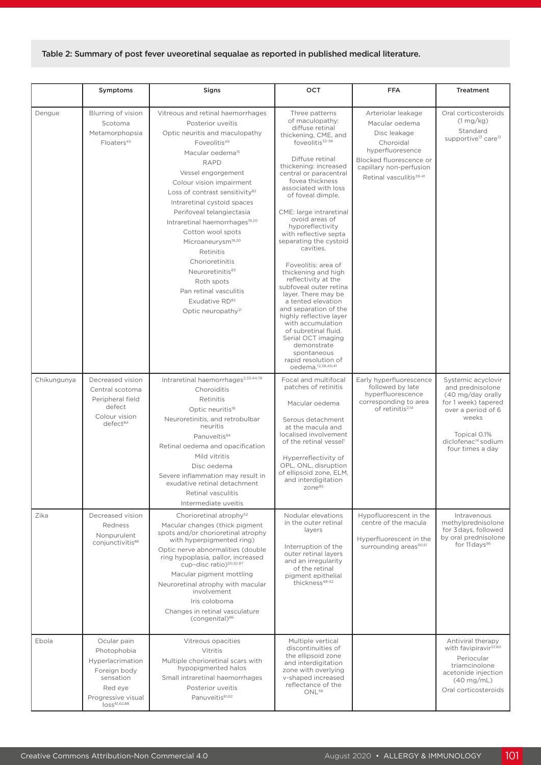Table 2: Summary of post fever uveoretinal sequalae as reported in published medical literature.

| | Symptoms | Signs | OCT | FFA | Treatment |
|---|---|---|---|---|---|
| Dengue | Blurring of vision<br>Scotoma<br>Metamorphopsia<br>Floaters[45] | Vitreous and retinal haemorrhages<br>Posterior uveitis<br>Optic neuritis and maculopathy<br>Foveolitis[45]<br>Macular oedema[15]<br>RAPD<br>Vessel engorgement<br>Colour vision impairment<br>Loss of contrast sensitivity[82]<br>Intraretinal cystoid spaces<br>Perifoveal telangiectasia<br>Intraretinal haemorrhages[19,20]<br>Cotton wool spots<br>Microaneurysm[19,20]<br>Retinitis<br>Chorioretinitis<br>Neuroretinitis[83]<br>Roth spots<br>Pan retinal vasculitis<br>Exudative RD[82]<br>Optic neuropathy[21] | Three patterns of maculopathy: diffuse retinal thickening, CME, and foveolitis[32-36]<br><br>Diffuse retinal thickening: increased central or paracentral fovea thickness associated with loss of foveal dimple.<br><br>CME: large intraretinal ovoid areas of hyporeflectivity with reflective septa separating the cystoid cavities.<br><br>Foveolitis: area of thickening and high reflectivity at the subfoveal outer retina layer. There may be a tented elevation and separation of the highly reflective layer with accumulation of subretinal fluid. Serial OCT imaging demonstrate spontaneous rapid resolution of oedema.[12,38,40,41] | Arteriolar leakage<br>Macular oedema<br>Disc leakage<br>Choroidal hyperfluoresence<br>Blocked fluorescence or capillary non-perfusion<br>Retinal vasculitis[39-41] | Oral corticosteroids (1 mg/kg)<br>Standard supportive[13] care[12] |
| Chikungunya | Decreased vision<br>Central scotoma<br>Peripheral field defect<br>Colour vision defect[84] | Intraretinal haemorrhages[2,33,44,78]<br>Choroiditis<br>Retinitis<br>Optic neuritis[18]<br>Neuroretinitis, and retrobulbar neuritis<br>Panuveitis[84]<br>Retinal oedema and opacification<br>Mild vitritis<br>Disc oedema<br>Severe inflammation may result in exudative retinal detachment<br>Retinal vasculitis<br>Intermediate uveitis | Focal and multifocal patches of retinitis<br><br>Macular oedema<br><br>Serous detachment at the macula and localised involvement of the retinal vessel[1]<br><br>Hyperreflectivity of OPL, ONL, disruption of ellipsoid zone, ELM, and interdigitation zone[85] | Early hyperfluorescence followed by late hyperfluorescence corresponding to area of retinitis[2,14] | Systemic acyclovir and prednisolone (40 mg/day orally for 1 week) tapered over a period of 6 weeks<br><br>Topical 0.1% diclofenac[14] sodium four times a day |
| Zika | Decreased vision<br>Redness<br>Nonpurulent conjunctivitis[86] | Chorioretinal atrophy[52]<br>Macular changes (thick pigment spots and/or chorioretinal atrophy with hyperpigmented ring)<br>Optic nerve abnormalities (double ring hypoplasia, pallor, increased cup–disc ratio)[50,52,87]<br>Macular pigment mottling<br>Neuroretinal atrophy with macular involvement<br>Iris coloboma<br>Changes in retinal vasculature (congenital)[86] | Nodular elevations in the outer retinal layers<br><br>Interruption of the outer retinal layers and an irregularity of the retinal pigment epithelial thickness[49-52] | Hypofluorescent in the centre of the macula<br><br>Hyperfluorescent in the surrounding areas[50,51] | Intravenous methylprednisolone for 3 days, followed by oral prednisolone for 11 days[56] |
| Ebola | Ocular pain<br>Photophobia<br>Hyperlacrimation<br>Foreign body sensation<br>Red eye<br>Progressive visual loss[61,62,88] | Vitreous opacities<br>Vitritis<br>Multiple chorioretinal scars with hypopigmented halos<br>Small intraretinal haemorrhages<br>Posterior uveitis<br>Panuveitis[61,62] | Multiple vertical discontinuities of the ellipsoid zone and interdigitation zone with overlying v-shaped increased reflectance of the ONL[58] | | Antiviral therapy with favipiravir[57,60]<br>Periocular triamcinolone acetonide injection (40 mg/mL)<br>Oral corticosteroids |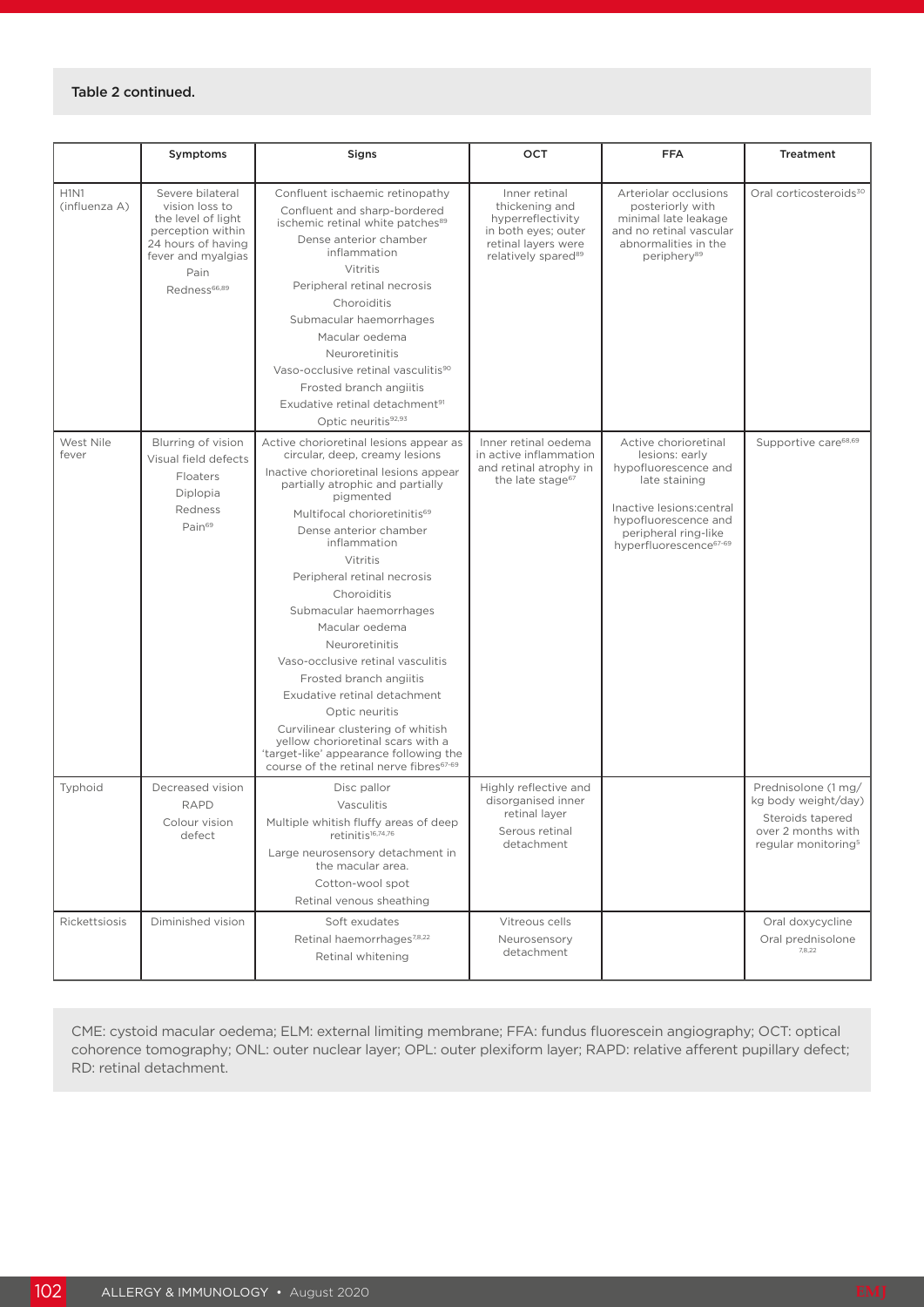Table 2 continued.

| | Symptoms | Signs | OCT | FFA | Treatment |
|---|---|---|---|---|---|
| H1N1 (influenza A) | Severe bilateral vision loss to the level of light perception within 24 hours of having fever and myalgias<br>Pain<br>Redness[66,89] | Confluent ischaemic retinopathy<br>Confluent and sharp-bordered ischemic retinal white patches[89]<br>Dense anterior chamber inflammation<br>Vitritis<br>Peripheral retinal necrosis<br>Choroiditis<br>Submacular haemorrhages<br>Macular oedema<br>Neuroretinitis<br>Vaso-occlusive retinal vasculitis[90]<br>Frosted branch angiitis<br>Exudative retinal detachment[91]<br>Optic neuritis[92,93] | Inner retinal thickening and hyperreflectivity in both eyes; outer retinal layers were relatively spared[89] | Arteriolar occlusions posteriorly with minimal late leakage and no retinal vascular abnormalities in the periphery[89] | Oral corticosteroids[30] |
| West Nile fever | Blurring of vision<br>Visual field defects<br>Floaters<br>Diplopia<br>Redness<br>Pain[69] | Active chorioretinal lesions appear as circular, deep, creamy lesions<br>Inactive chorioretinal lesions appear partially atrophic and partially pigmented<br>Multifocal chorioretinitis[69]<br>Dense anterior chamber inflammation<br>Vitritis<br>Peripheral retinal necrosis<br>Choroiditis<br>Submacular haemorrhages<br>Macular oedema<br>Neuroretinitis<br>Vaso-occlusive retinal vasculitis<br>Frosted branch angiitis<br>Exudative retinal detachment<br>Optic neuritis<br>Curvilinear clustering of whitish yellow chorioretinal scars with a 'target-like' appearance following the course of the retinal nerve fibres[67-69] | Inner retinal oedema in active inflammation and retinal atrophy in the late stage[67] | Active chorioretinal lesions: early hypofluorescence and late staining<br>Inactive lesions: central hypofluorescence and peripheral ring-like hyperfluorescence[67-69] | Supportive care[68,69] |
| Typhoid | Decreased vision<br>RAPD<br>Colour vision defect | Disc pallor<br>Vasculitis<br>Multiple whitish fluffy areas of deep retinitis[16,74,76]<br>Large neurosensory detachment in the macular area.<br>Cotton-wool spot<br>Retinal venous sheathing | Highly reflective and disorganised inner retinal layer<br>Serous retinal detachment | | Prednisolone (1 mg/kg body weight/day)<br>Steroids tapered over 2 months with regular monitoring[5] |
| Rickettsiosis | Diminished vision | Soft exudates<br>Retinal haemorrhages[7,8,22]<br>Retinal whitening | Vitreous cells<br>Neurosensory detachment | | Oral doxycycline<br>Oral prednisolone[7,8,22] |

CME: cystoid macular oedema; ELM: external limiting membrane; FFA: fundus fluorescein angiography; OCT: optical cohorence tomography; ONL: outer nuclear layer; OPL: outer plexiform layer; RAPD: relative afferent pupillary defect; RD: retinal detachment.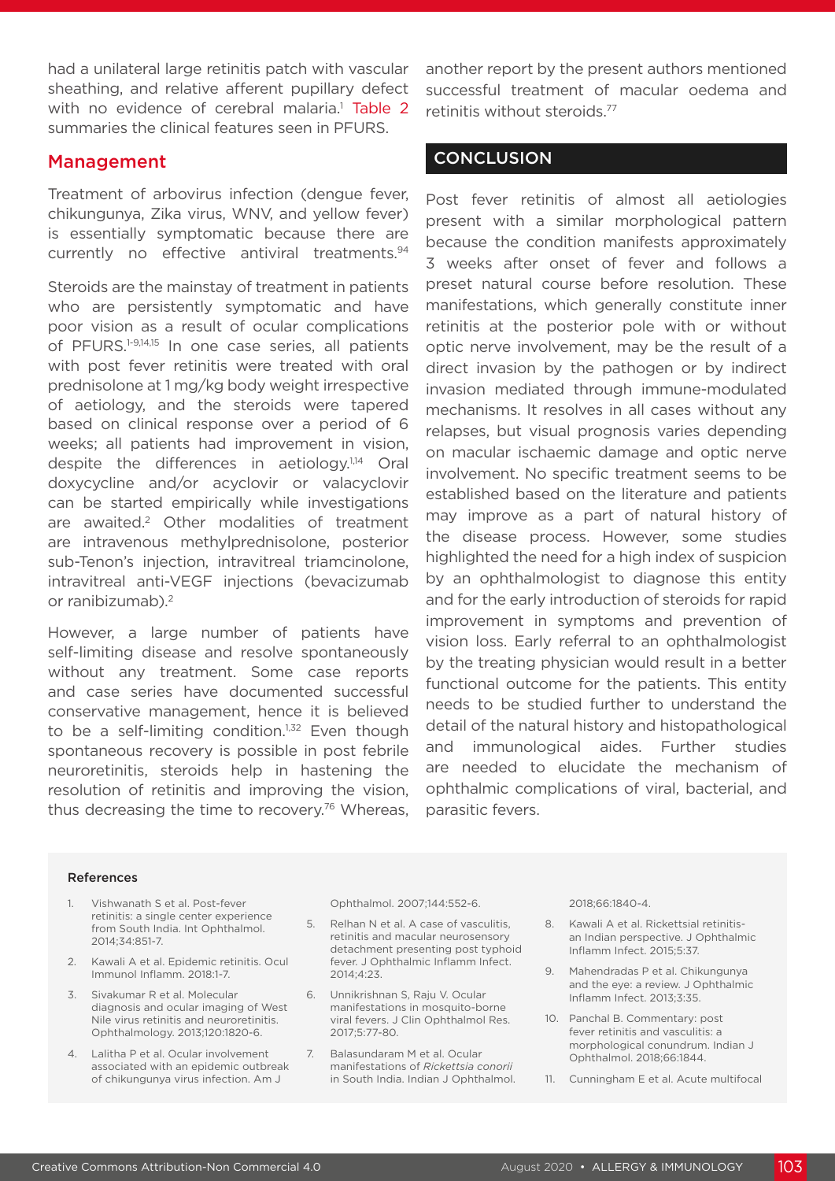had a unilateral large retinitis patch with vascular sheathing, and relative afferent pupillary defect with no evidence of cerebral malaria.[1] Table 2 summaries the clinical features seen in PFURS.

## Management

Treatment of arbovirus infection (dengue fever, chikungunya, Zika virus, WNV, and yellow fever) is essentially symptomatic because there are currently no effective antiviral treatments.[94]

Steroids are the mainstay of treatment in patients who are persistently symptomatic and have poor vision as a result of ocular complications of PFURS.[1-9,14,15] In one case series, all patients with post fever retinitis were treated with oral prednisolone at 1 mg/kg body weight irrespective of aetiology, and the steroids were tapered based on clinical response over a period of 6 weeks; all patients had improvement in vision, despite the differences in aetiology.[1,14] Oral doxycycline and/or acyclovir or valacyclovir can be started empirically while investigations are awaited.[2] Other modalities of treatment are intravenous methylprednisolone, posterior sub-Tenon's injection, intravitreal triamcinolone, intravitreal anti-VEGF injections (bevacizumab or ranibizumab).[2]

However, a large number of patients have self-limiting disease and resolve spontaneously without any treatment. Some case reports and case series have documented successful conservative management, hence it is believed to be a self-limiting condition.[1,32] Even though spontaneous recovery is possible in post febrile neuroretinitis, steroids help in hastening the resolution of retinitis and improving the vision, thus decreasing the time to recovery.[76] Whereas, another report by the present authors mentioned successful treatment of macular oedema and retinitis without steroids.[77]

## CONCLUSION

Post fever retinitis of almost all aetiologies present with a similar morphological pattern because the condition manifests approximately 3 weeks after onset of fever and follows a preset natural course before resolution. These manifestations, which generally constitute inner retinitis at the posterior pole with or without optic nerve involvement, may be the result of a direct invasion by the pathogen or by indirect invasion mediated through immune-modulated mechanisms. It resolves in all cases without any relapses, but visual prognosis varies depending on macular ischaemic damage and optic nerve involvement. No specific treatment seems to be established based on the literature and patients may improve as a part of natural history of the disease process. However, some studies highlighted the need for a high index of suspicion by an ophthalmologist to diagnose this entity and for the early introduction of steroids for rapid improvement in symptoms and prevention of vision loss. Early referral to an ophthalmologist by the treating physician would result in a better functional outcome for the patients. This entity needs to be studied further to understand the detail of the natural history and histopathological and immunological aides. Further studies are needed to elucidate the mechanism of ophthalmic complications of viral, bacterial, and parasitic fevers.

### References

1. Vishwanath S et al. Post-fever retinitis: a single center experience from South India. Int Ophthalmol. 2014;34:851-7.
2. Kawali A et al. Epidemic retinitis. Ocul Immunol Inflamm. 2018:1-7.
3. Sivakumar R et al. Molecular diagnosis and ocular imaging of West Nile virus retinitis and neuroretinitis. Ophthalmology. 2013;120:1820-6.
4. Lalitha P et al. Ocular involvement associated with an epidemic outbreak of chikungunya virus infection. Am J Ophthalmol. 2007;144:552-6.
5. Relhan N et al. A case of vasculitis, retinitis and macular neurosensory detachment presenting post typhoid fever. J Ophthalmic Inflamm Infect. 2014;4:23.
6. Unnikrishnan S, Raju V. Ocular manifestations in mosquito-borne viral fevers. J Clin Ophthalmol Res. 2017;5:77-80.
7. Balasundaram M et al. Ocular manifestations of *Rickettsia conorii* in South India. Indian J Ophthalmol. 2018;66:1840-4.
8. Kawali A et al. Rickettsial retinitis- an Indian perspective. J Ophthalmic Inflamm Infect. 2015;5:37.
9. Mahendradas P et al. Chikungunya and the eye: a review. J Ophthalmic Inflamm Infect. 2013;3:35.
10. Panchal B. Commentary: post fever retinitis and vasculitis: a morphological conundrum. Indian J Ophthalmol. 2018;66:1844.
11. Cunningham E et al. Acute multifocal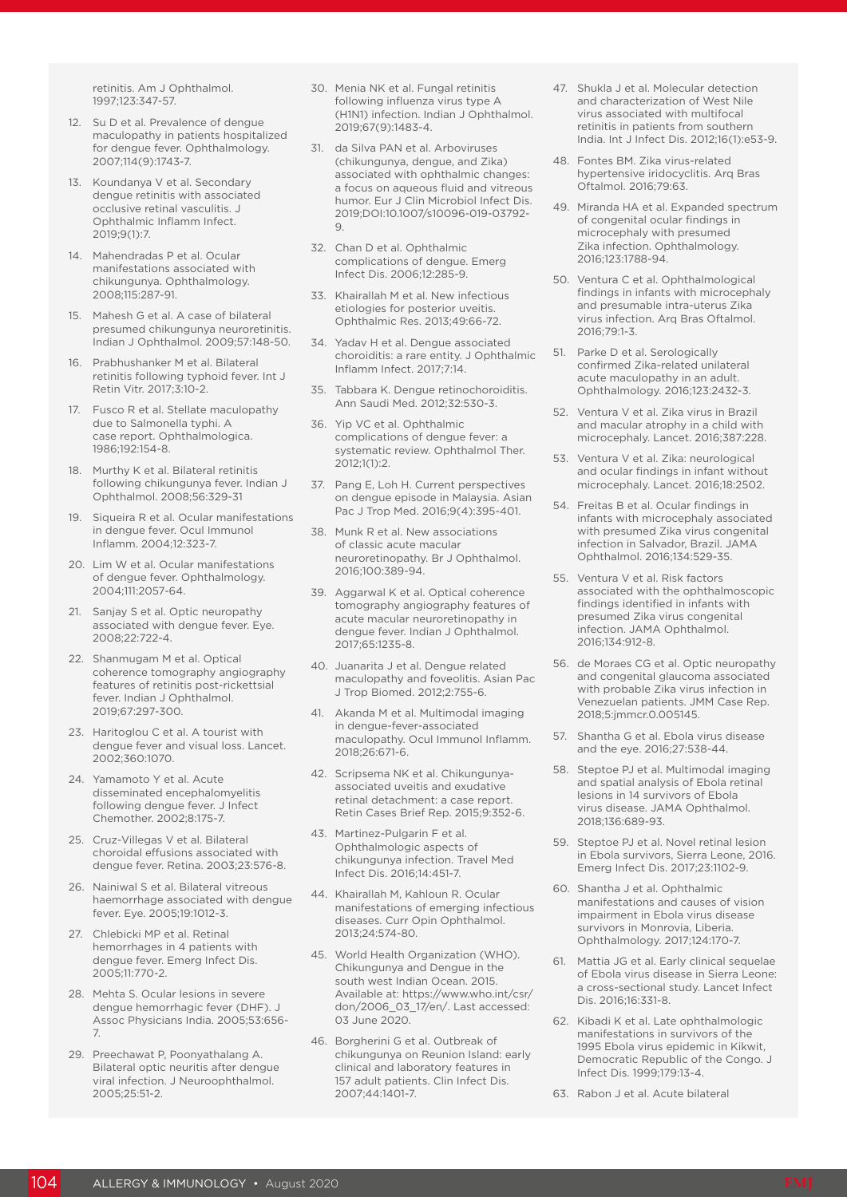retinitis. Am J Ophthalmol. 1997;123:347-57.

12. Su D et al. Prevalence of dengue maculopathy in patients hospitalized for dengue fever. Ophthalmology. 2007;114(9):1743-7.
13. Koundanya V et al. Secondary dengue retinitis with associated occlusive retinal vasculitis. J Ophthalmic Inflamm Infect. 2019;9(1):7.
14. Mahendradas P et al. Ocular manifestations associated with chikungunya. Ophthalmology. 2008;115:287-91.
15. Mahesh G et al. A case of bilateral presumed chikungunya neuroretinitis. Indian J Ophthalmol. 2009;57:148-50.
16. Prabhushanker M et al. Bilateral retinitis following typhoid fever. Int J Retin Vitr. 2017;3:10-2.
17. Fusco R et al. Stellate maculopathy due to Salmonella typhi. A case report. Ophthalmologica. 1986;192:154-8.
18. Murthy K et al. Bilateral retinitis following chikungunya fever. Indian J Ophthalmol. 2008;56:329-31
19. Siqueira R et al. Ocular manifestations in dengue fever. Ocul Immunol Inflamm. 2004;12:323-7.
20. Lim W et al. Ocular manifestations of dengue fever. Ophthalmology. 2004;111:2057-64.
21. Sanjay S et al. Optic neuropathy associated with dengue fever. Eye. 2008;22:722-4.
22. Shanmugam M et al. Optical coherence tomography angiography features of retinitis post-rickettsial fever. Indian J Ophthalmol. 2019;67:297-300.
23. Haritoglou C et al. A tourist with dengue fever and visual loss. Lancet. 2002;360:1070.
24. Yamamoto Y et al. Acute disseminated encephalomyelitis following dengue fever. J Infect Chemother. 2002;8:175-7.
25. Cruz-Villegas V et al. Bilateral choroidal effusions associated with dengue fever. Retina. 2003;23:576-8.
26. Nainiwal S et al. Bilateral vitreous haemorrhage associated with dengue fever. Eye. 2005;19:1012-3.
27. Chlebicki MP et al. Retinal hemorrhages in 4 patients with dengue fever. Emerg Infect Dis. 2005;11:770-2.
28. Mehta S. Ocular lesions in severe dengue hemorrhagic fever (DHF). J Assoc Physicians India. 2005;53:656-7.
29. Preechawat P, Poonyathalang A. Bilateral optic neuritis after dengue viral infection. J Neuroophthalmol. 2005;25:51-2.
30. Menia NK et al. Fungal retinitis following influenza virus type A (H1N1) infection. Indian J Ophthalmol. 2019;67(9):1483-4.
31. da Silva PAN et al. Arboviruses (chikungunya, dengue, and Zika) associated with ophthalmic changes: a focus on aqueous fluid and vitreous humor. Eur J Clin Microbiol Infect Dis. 2019;DOI:10.1007/s10096-019-03792-9.
32. Chan D et al. Ophthalmic complications of dengue. Emerg Infect Dis. 2006;12:285-9.
33. Khairallah M et al. New infectious etiologies for posterior uveitis. Ophthalmic Res. 2013;49:66-72.
34. Yadav H et al. Dengue associated choroiditis: a rare entity. J Ophthalmic Inflamm Infect. 2017;7:14.
35. Tabbara K. Dengue retinochoroiditis. Ann Saudi Med. 2012;32:530-3.
36. Yip VC et al. Ophthalmic complications of dengue fever: a systematic review. Ophthalmol Ther. 2012;1(1):2.
37. Pang E, Loh H. Current perspectives on dengue episode in Malaysia. Asian Pac J Trop Med. 2016;9(4):395-401.
38. Munk R et al. New associations of classic acute macular neuroretinopathy. Br J Ophthalmol. 2016;100:389-94.
39. Aggarwal K et al. Optical coherence tomography angiography features of acute macular neuroretinopathy in dengue fever. Indian J Ophthalmol. 2017;65:1235-8.
40. Juanarita J et al. Dengue related maculopathy and foveolitis. Asian Pac J Trop Biomed. 2012;2:755-6.
41. Akanda M et al. Multimodal imaging in dengue-fever-associated maculopathy. Ocul Immunol Inflamm. 2018;26:671-6.
42. Scripsema NK et al. Chikungunya-associated uveitis and exudative retinal detachment: a case report. Retin Cases Brief Rep. 2015;9:352-6.
43. Martinez-Pulgarin F et al. Ophthalmologic aspects of chikungunya infection. Travel Med Infect Dis. 2016;14:451-7.
44. Khairallah M, Kahloun R. Ocular manifestations of emerging infectious diseases. Curr Opin Ophthalmol. 2013;24:574-80.
45. World Health Organization (WHO). Chikungunya and Dengue in the south west Indian Ocean. 2015. Available at: https://www.who.int/csr/don/2006_03_17/en/. Last accessed: 03 June 2020.
46. Borgherini G et al. Outbreak of chikungunya on Reunion Island: early clinical and laboratory features in 157 adult patients. Clin Infect Dis. 2007;44:1401-7.
47. Shukla J et al. Molecular detection and characterization of West Nile virus associated with multifocal retinitis in patients from southern India. Int J Infect Dis. 2012;16(1):e53-9.
48. Fontes BM. Zika virus-related hypertensive iridocyclitis. Arq Bras Oftalmol. 2016;79:63.
49. Miranda HA et al. Expanded spectrum of congenital ocular findings in microcephaly with presumed Zika infection. Ophthalmology. 2016;123:1788-94.
50. Ventura C et al. Ophthalmological findings in infants with microcephaly and presumable intra-uterus Zika virus infection. Arq Bras Oftalmol. 2016;79:1-3.
51. Parke D et al. Serologically confirmed Zika-related unilateral acute maculopathy in an adult. Ophthalmology. 2016;123:2432-3.
52. Ventura V et al. Zika virus in Brazil and macular atrophy in a child with microcephaly. Lancet. 2016;387:228.
53. Ventura V et al. Zika: neurological and ocular findings in infant without microcephaly. Lancet. 2016;18:2502.
54. Freitas B et al. Ocular findings in infants with microcephaly associated with presumed Zika virus congenital infection in Salvador, Brazil. JAMA Ophthalmol. 2016;134:529-35.
55. Ventura V et al. Risk factors associated with the ophthalmoscopic findings identified in infants with presumed Zika virus congenital infection. JAMA Ophthalmol. 2016;134:912-8.
56. de Moraes CG et al. Optic neuropathy and congenital glaucoma associated with probable Zika virus infection in Venezuelan patients. JMM Case Rep. 2018;5:jmmcr.0.005145.
57. Shantha G et al. Ebola virus disease and the eye. 2016;27:538-44.
58. Steptoe PJ et al. Multimodal imaging and spatial analysis of Ebola retinal lesions in 14 survivors of Ebola virus disease. JAMA Ophthalmol. 2018;136:689-93.
59. Steptoe PJ et al. Novel retinal lesion in Ebola survivors, Sierra Leone, 2016. Emerg Infect Dis. 2017;23:1102-9.
60. Shantha J et al. Ophthalmic manifestations and causes of vision impairment in Ebola virus disease survivors in Monrovia, Liberia. Ophthalmology. 2017;124:170-7.
61. Mattia JG et al. Early clinical sequelae of Ebola virus disease in Sierra Leone: a cross-sectional study. Lancet Infect Dis. 2016;16:331-8.
62. Kibadi K et al. Late ophthalmologic manifestations in survivors of the 1995 Ebola virus epidemic in Kikwit, Democratic Republic of the Congo. J Infect Dis. 1999;179:13-4.
63. Rabon J et al. Acute bilateral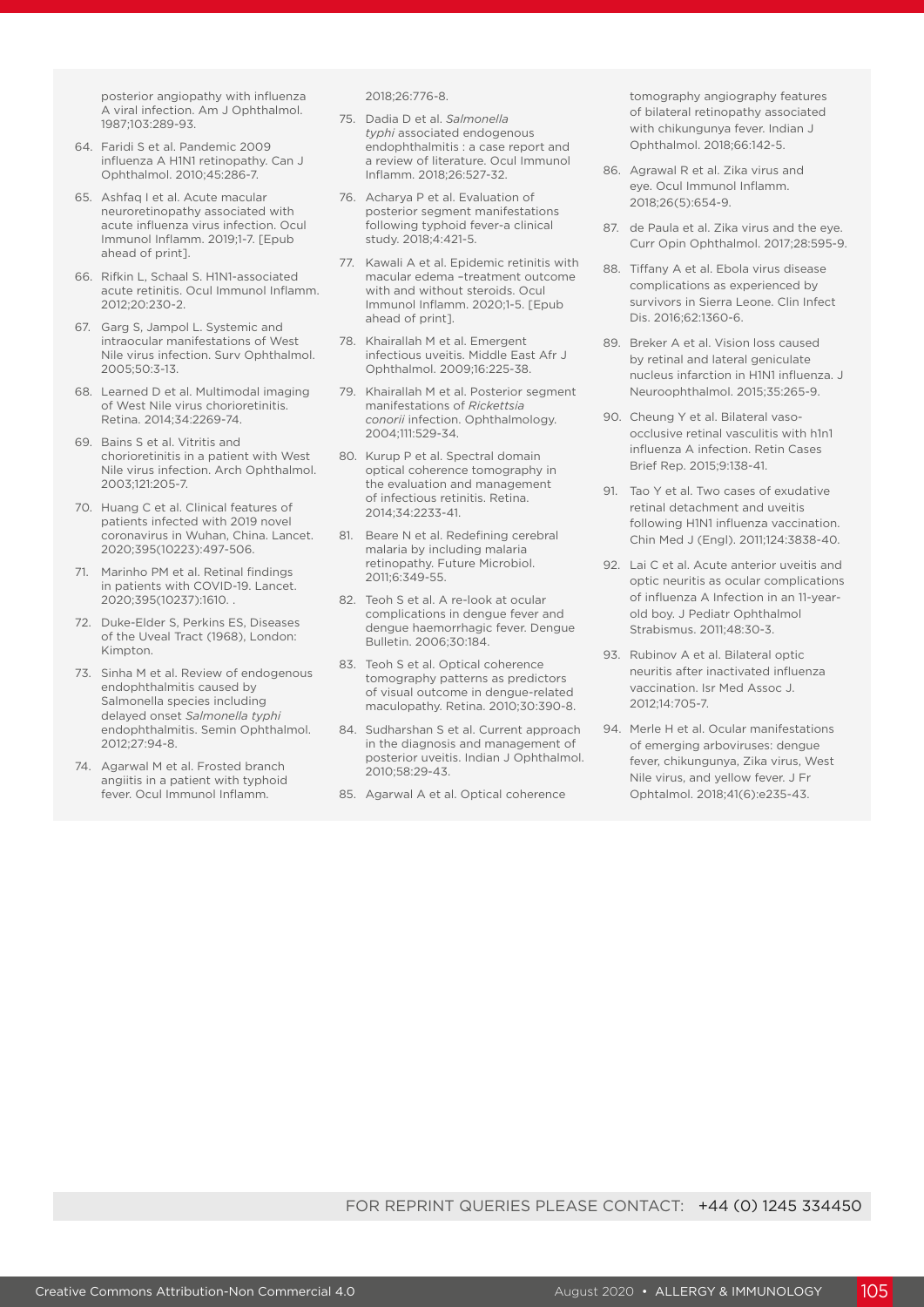posterior angiopathy with influenza A viral infection. Am J Ophthalmol. 1987;103:289-93.

64. Faridi S et al. Pandemic 2009 influenza A H1N1 retinopathy. Can J Ophthalmol. 2010;45:286-7.
65. Ashfaq I et al. Acute macular neuroretinopathy associated with acute influenza virus infection. Ocul Immunol Inflamm. 2019;1-7. [Epub ahead of print].
66. Rifkin L, Schaal S. H1N1-associated acute retinitis. Ocul Immunol Inflamm. 2012;20:230-2.
67. Garg S, Jampol L. Systemic and intraocular manifestations of West Nile virus infection. Surv Ophthalmol. 2005;50:3-13.
68. Learned D et al. Multimodal imaging of West Nile virus chorioretinitis. Retina. 2014;34:2269-74.
69. Bains S et al. Vitritis and chorioretinitis in a patient with West Nile virus infection. Arch Ophthalmol. 2003;121:205-7.
70. Huang C et al. Clinical features of patients infected with 2019 novel coronavirus in Wuhan, China. Lancet. 2020;395(10223):497-506.
71. Marinho PM et al. Retinal findings in patients with COVID-19. Lancet. 2020;395(10237):1610. .
72. Duke-Elder S, Perkins ES, Diseases of the Uveal Tract (1968), London: Kimpton.
73. Sinha M et al. Review of endogenous endophthalmitis caused by Salmonella species including delayed onset *Salmonella typhi* endophthalmitis. Semin Ophthalmol. 2012;27:94-8.
74. Agarwal M et al. Frosted branch angiitis in a patient with typhoid fever. Ocul Immunol Inflamm. 2018;26:776-8.
75. Dadia D et al. *Salmonella typhi* associated endogenous endophthalmitis : a case report and a review of literature. Ocul Immunol Inflamm. 2018;26:527-32.
76. Acharya P et al. Evaluation of posterior segment manifestations following typhoid fever-a clinical study. 2018;4:421-5.
77. Kawali A et al. Epidemic retinitis with macular edema –treatment outcome with and without steroids. Ocul Immunol Inflamm. 2020;1-5. [Epub ahead of print].
78. Khairallah M et al. Emergent infectious uveitis. Middle East Afr J Ophthalmol. 2009;16:225-38.
79. Khairallah M et al. Posterior segment manifestations of *Rickettsia conorii* infection. Ophthalmology. 2004;111:529-34.
80. Kurup P et al. Spectral domain optical coherence tomography in the evaluation and management of infectious retinitis. Retina. 2014;34:2233-41.
81. Beare N et al. Redefining cerebral malaria by including malaria retinopathy. Future Microbiol. 2011;6:349-55.
82. Teoh S et al. A re-look at ocular complications in dengue fever and dengue haemorrhagic fever. Dengue Bulletin. 2006;30:184.
83. Teoh S et al. Optical coherence tomography patterns as predictors of visual outcome in dengue-related maculopathy. Retina. 2010;30:390-8.
84. Sudharshan S et al. Current approach in the diagnosis and management of posterior uveitis. Indian J Ophthalmol. 2010;58:29-43.
85. Agarwal A et al. Optical coherence tomography angiography features of bilateral retinopathy associated with chikungunya fever. Indian J Ophthalmol. 2018;66:142-5.
86. Agrawal R et al. Zika virus and eye. Ocul Immunol Inflamm. 2018;26(5):654-9.
87. de Paula et al. Zika virus and the eye. Curr Opin Ophthalmol. 2017;28:595-9.
88. Tiffany A et al. Ebola virus disease complications as experienced by survivors in Sierra Leone. Clin Infect Dis. 2016;62:1360-6.
89. Breker A et al. Vision loss caused by retinal and lateral geniculate nucleus infarction in H1N1 influenza. J Neuroophthalmol. 2015;35:265-9.
90. Cheung Y et al. Bilateral vaso-occlusive retinal vasculitis with h1n1 influenza A infection. Retin Cases Brief Rep. 2015;9:138-41.
91. Tao Y et al. Two cases of exudative retinal detachment and uveitis following H1N1 influenza vaccination. Chin Med J (Engl). 2011;124:3838-40.
92. Lai C et al. Acute anterior uveitis and optic neuritis as ocular complications of influenza A Infection in an 11-year-old boy. J Pediatr Ophthalmol Strabismus. 2011;48:30-3.
93. Rubinov A et al. Bilateral optic neuritis after inactivated influenza vaccination. Isr Med Assoc J. 2012;14:705-7.
94. Merle H et al. Ocular manifestations of emerging arboviruses: dengue fever, chikungunya, Zika virus, West Nile virus, and yellow fever. J Fr Ophtalmol. 2018;41(6):e235-43.

FOR REPRINT QUERIES PLEASE CONTACT: +44 (0) 1245 334450